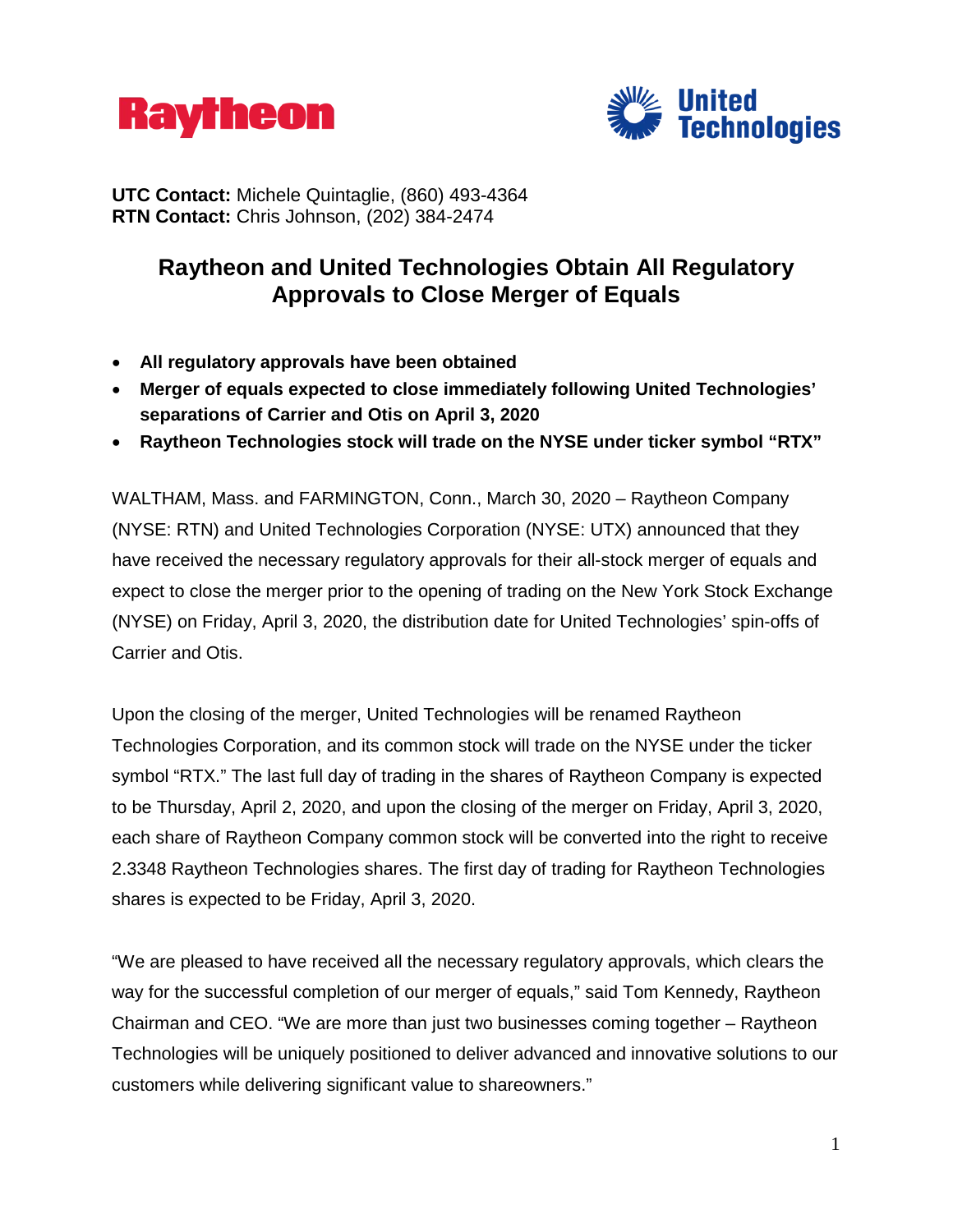**UTC Contact:** Michele Quintaglie, (860) 493-4364
**RTN Contact:** Chris Johnson, (202) 384-2474

# Raytheon and United Technologies Obtain All Regulatory Approvals to Close Merger of Equals

- **All regulatory approvals have been obtained**
- **Merger of equals expected to close immediately following United Technologies' separations of Carrier and Otis on April 3, 2020**
- **Raytheon Technologies stock will trade on the NYSE under ticker symbol "RTX"**

WALTHAM, Mass. and FARMINGTON, Conn., March 30, 2020 – Raytheon Company (NYSE: RTN) and United Technologies Corporation (NYSE: UTX) announced that they have received the necessary regulatory approvals for their all-stock merger of equals and expect to close the merger prior to the opening of trading on the New York Stock Exchange (NYSE) on Friday, April 3, 2020, the distribution date for United Technologies' spin-offs of Carrier and Otis.

Upon the closing of the merger, United Technologies will be renamed Raytheon Technologies Corporation, and its common stock will trade on the NYSE under the ticker symbol "RTX." The last full day of trading in the shares of Raytheon Company is expected to be Thursday, April 2, 2020, and upon the closing of the merger on Friday, April 3, 2020, each share of Raytheon Company common stock will be converted into the right to receive 2.3348 Raytheon Technologies shares. The first day of trading for Raytheon Technologies shares is expected to be Friday, April 3, 2020.

"We are pleased to have received all the necessary regulatory approvals, which clears the way for the successful completion of our merger of equals," said Tom Kennedy, Raytheon Chairman and CEO. "We are more than just two businesses coming together – Raytheon Technologies will be uniquely positioned to deliver advanced and innovative solutions to our customers while delivering significant value to shareowners."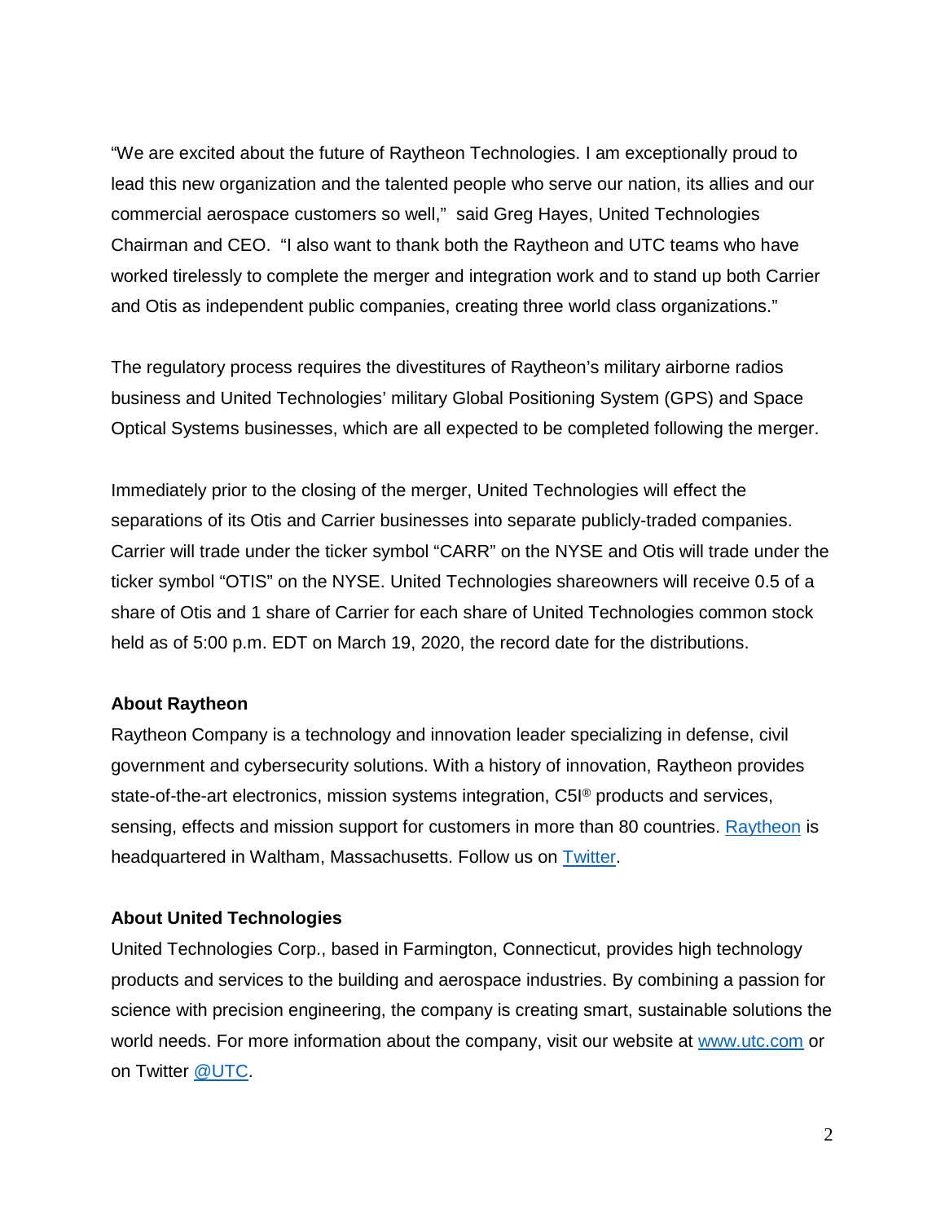"We are excited about the future of Raytheon Technologies. I am exceptionally proud to lead this new organization and the talented people who serve our nation, its allies and our commercial aerospace customers so well," said Greg Hayes, United Technologies Chairman and CEO. "I also want to thank both the Raytheon and UTC teams who have worked tirelessly to complete the merger and integration work and to stand up both Carrier and Otis as independent public companies, creating three world class organizations."

The regulatory process requires the divestitures of Raytheon's military airborne radios business and United Technologies' military Global Positioning System (GPS) and Space Optical Systems businesses, which are all expected to be completed following the merger.

Immediately prior to the closing of the merger, United Technologies will effect the separations of its Otis and Carrier businesses into separate publicly-traded companies. Carrier will trade under the ticker symbol "CARR" on the NYSE and Otis will trade under the ticker symbol "OTIS" on the NYSE. United Technologies shareowners will receive 0.5 of a share of Otis and 1 share of Carrier for each share of United Technologies common stock held as of 5:00 p.m. EDT on March 19, 2020, the record date for the distributions.

**About Raytheon**

Raytheon Company is a technology and innovation leader specializing in defense, civil government and cybersecurity solutions. With a history of innovation, Raytheon provides state-of-the-art electronics, mission systems integration, C5I® products and services, sensing, effects and mission support for customers in more than 80 countries. Raytheon is headquartered in Waltham, Massachusetts. Follow us on Twitter.

**About United Technologies**

United Technologies Corp., based in Farmington, Connecticut, provides high technology products and services to the building and aerospace industries. By combining a passion for science with precision engineering, the company is creating smart, sustainable solutions the world needs. For more information about the company, visit our website at www.utc.com or on Twitter @UTC.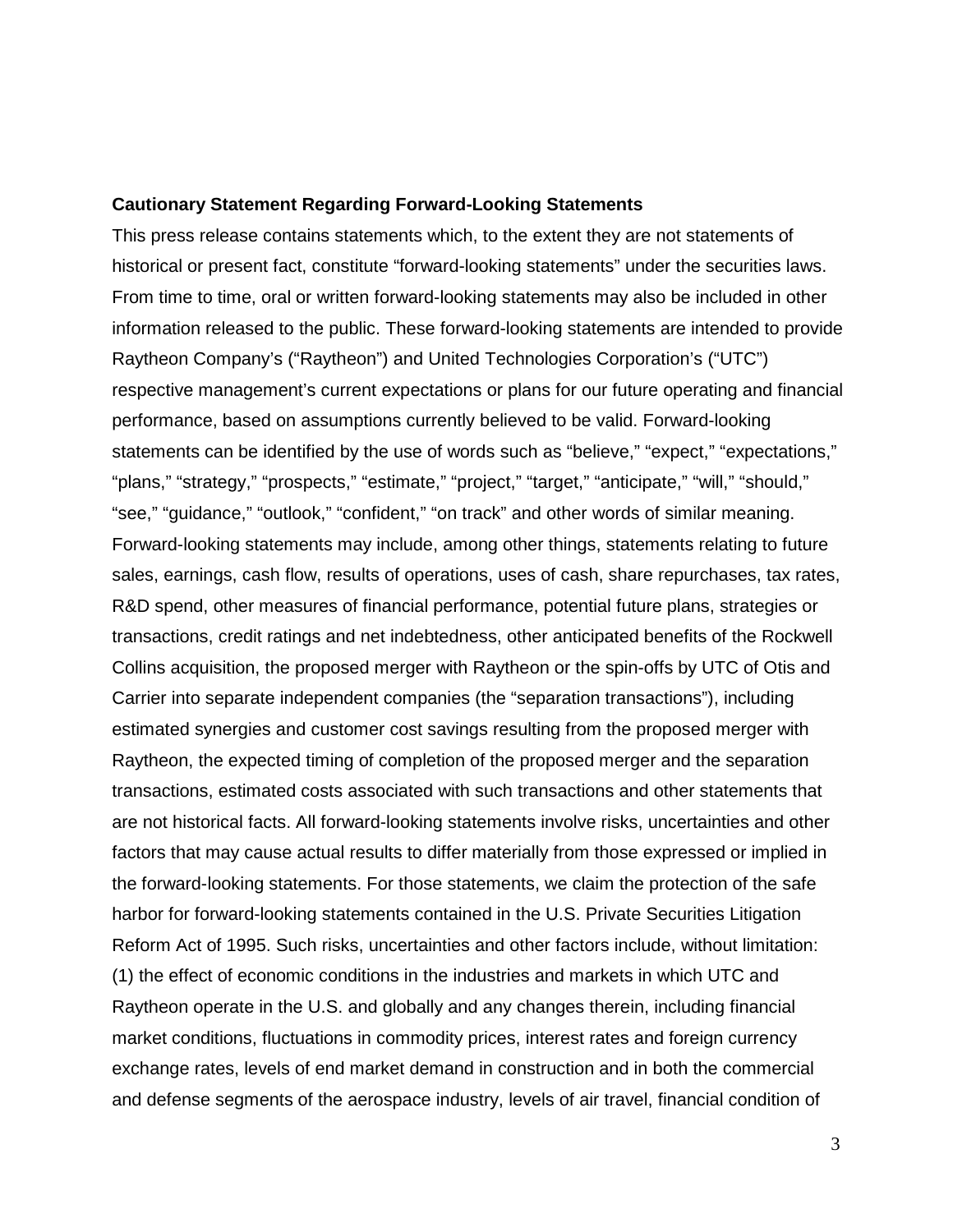**Cautionary Statement Regarding Forward-Looking Statements**

This press release contains statements which, to the extent they are not statements of historical or present fact, constitute "forward-looking statements" under the securities laws. From time to time, oral or written forward-looking statements may also be included in other information released to the public. These forward-looking statements are intended to provide Raytheon Company's ("Raytheon") and United Technologies Corporation's ("UTC") respective management's current expectations or plans for our future operating and financial performance, based on assumptions currently believed to be valid. Forward-looking statements can be identified by the use of words such as "believe," "expect," "expectations," "plans," "strategy," "prospects," "estimate," "project," "target," "anticipate," "will," "should," "see," "guidance," "outlook," "confident," "on track" and other words of similar meaning. Forward-looking statements may include, among other things, statements relating to future sales, earnings, cash flow, results of operations, uses of cash, share repurchases, tax rates, R&D spend, other measures of financial performance, potential future plans, strategies or transactions, credit ratings and net indebtedness, other anticipated benefits of the Rockwell Collins acquisition, the proposed merger with Raytheon or the spin-offs by UTC of Otis and Carrier into separate independent companies (the "separation transactions"), including estimated synergies and customer cost savings resulting from the proposed merger with Raytheon, the expected timing of completion of the proposed merger and the separation transactions, estimated costs associated with such transactions and other statements that are not historical facts. All forward-looking statements involve risks, uncertainties and other factors that may cause actual results to differ materially from those expressed or implied in the forward-looking statements. For those statements, we claim the protection of the safe harbor for forward-looking statements contained in the U.S. Private Securities Litigation Reform Act of 1995. Such risks, uncertainties and other factors include, without limitation: (1) the effect of economic conditions in the industries and markets in which UTC and Raytheon operate in the U.S. and globally and any changes therein, including financial market conditions, fluctuations in commodity prices, interest rates and foreign currency exchange rates, levels of end market demand in construction and in both the commercial and defense segments of the aerospace industry, levels of air travel, financial condition of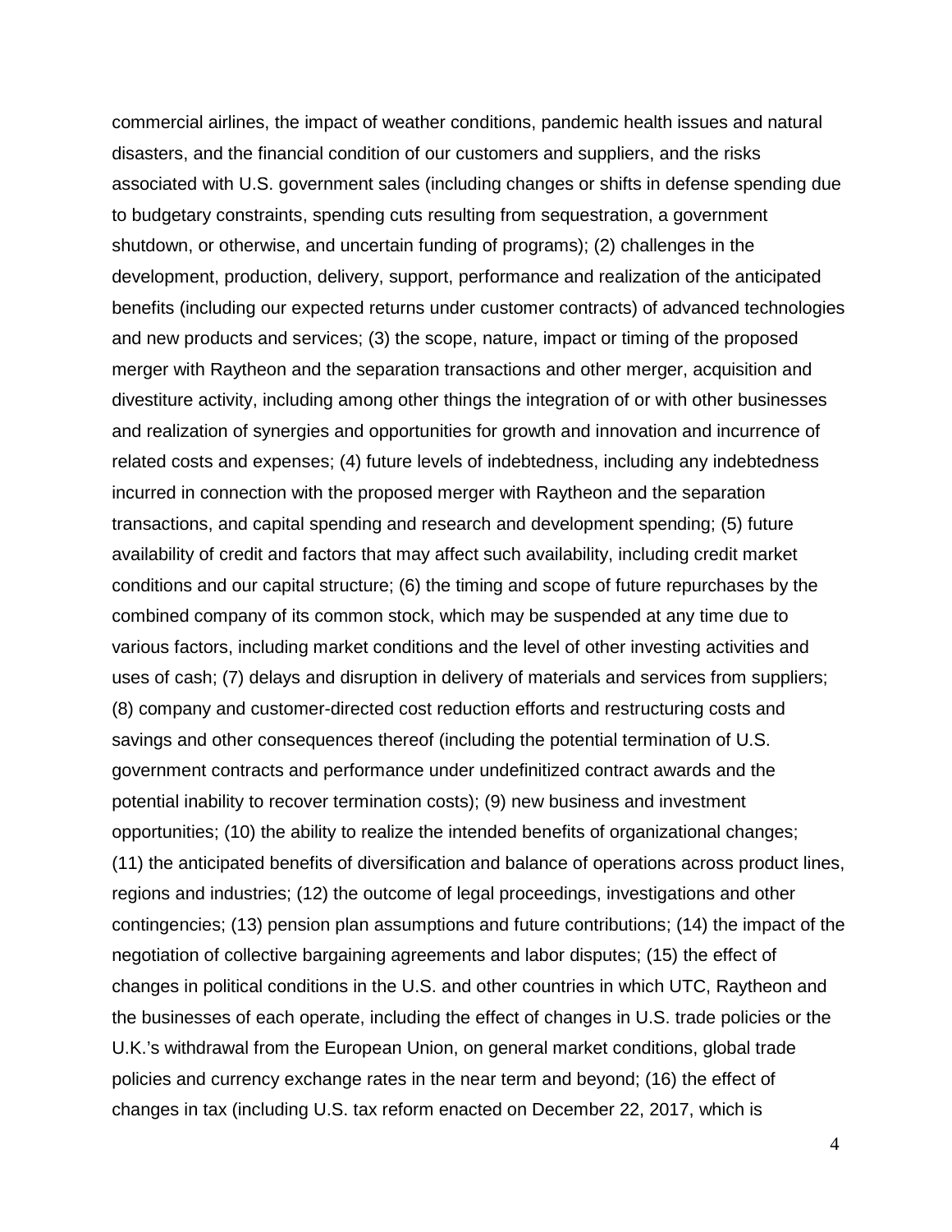commercial airlines, the impact of weather conditions, pandemic health issues and natural disasters, and the financial condition of our customers and suppliers, and the risks associated with U.S. government sales (including changes or shifts in defense spending due to budgetary constraints, spending cuts resulting from sequestration, a government shutdown, or otherwise, and uncertain funding of programs); (2) challenges in the development, production, delivery, support, performance and realization of the anticipated benefits (including our expected returns under customer contracts) of advanced technologies and new products and services; (3) the scope, nature, impact or timing of the proposed merger with Raytheon and the separation transactions and other merger, acquisition and divestiture activity, including among other things the integration of or with other businesses and realization of synergies and opportunities for growth and innovation and incurrence of related costs and expenses; (4) future levels of indebtedness, including any indebtedness incurred in connection with the proposed merger with Raytheon and the separation transactions, and capital spending and research and development spending; (5) future availability of credit and factors that may affect such availability, including credit market conditions and our capital structure; (6) the timing and scope of future repurchases by the combined company of its common stock, which may be suspended at any time due to various factors, including market conditions and the level of other investing activities and uses of cash; (7) delays and disruption in delivery of materials and services from suppliers; (8) company and customer-directed cost reduction efforts and restructuring costs and savings and other consequences thereof (including the potential termination of U.S. government contracts and performance under undefinitized contract awards and the potential inability to recover termination costs); (9) new business and investment opportunities; (10) the ability to realize the intended benefits of organizational changes; (11) the anticipated benefits of diversification and balance of operations across product lines, regions and industries; (12) the outcome of legal proceedings, investigations and other contingencies; (13) pension plan assumptions and future contributions; (14) the impact of the negotiation of collective bargaining agreements and labor disputes; (15) the effect of changes in political conditions in the U.S. and other countries in which UTC, Raytheon and the businesses of each operate, including the effect of changes in U.S. trade policies or the U.K.'s withdrawal from the European Union, on general market conditions, global trade policies and currency exchange rates in the near term and beyond; (16) the effect of changes in tax (including U.S. tax reform enacted on December 22, 2017, which is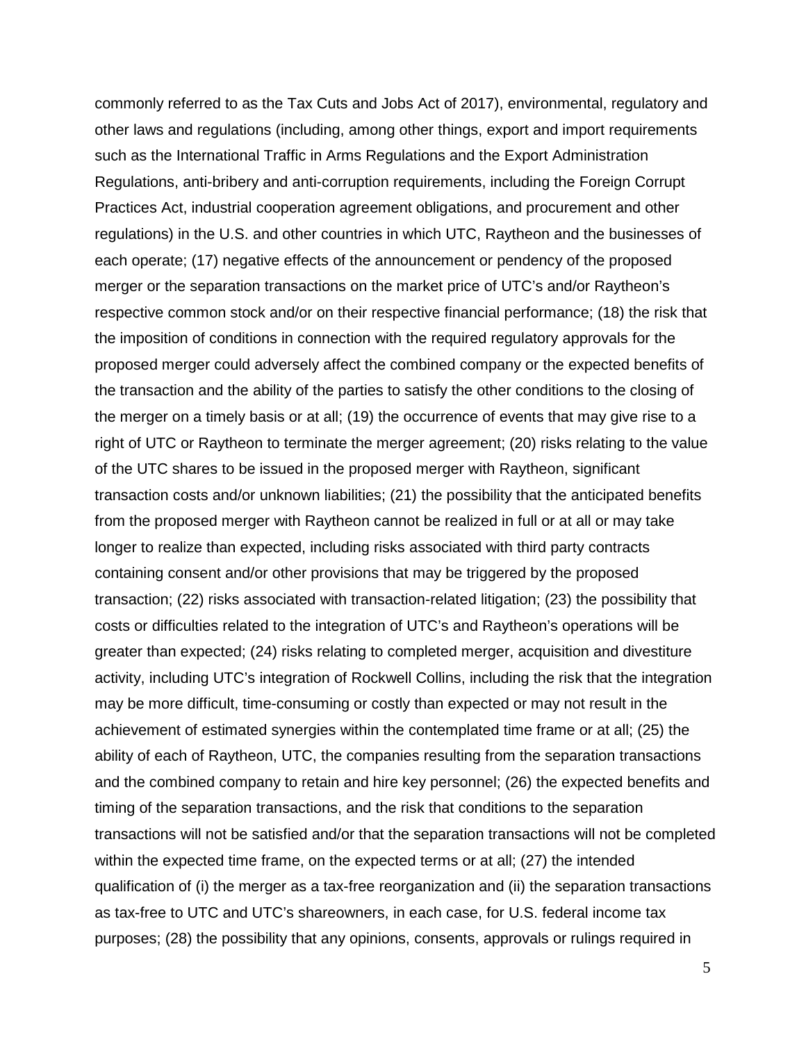commonly referred to as the Tax Cuts and Jobs Act of 2017), environmental, regulatory and other laws and regulations (including, among other things, export and import requirements such as the International Traffic in Arms Regulations and the Export Administration Regulations, anti-bribery and anti-corruption requirements, including the Foreign Corrupt Practices Act, industrial cooperation agreement obligations, and procurement and other regulations) in the U.S. and other countries in which UTC, Raytheon and the businesses of each operate; (17) negative effects of the announcement or pendency of the proposed merger or the separation transactions on the market price of UTC's and/or Raytheon's respective common stock and/or on their respective financial performance; (18) the risk that the imposition of conditions in connection with the required regulatory approvals for the proposed merger could adversely affect the combined company or the expected benefits of the transaction and the ability of the parties to satisfy the other conditions to the closing of the merger on a timely basis or at all; (19) the occurrence of events that may give rise to a right of UTC or Raytheon to terminate the merger agreement; (20) risks relating to the value of the UTC shares to be issued in the proposed merger with Raytheon, significant transaction costs and/or unknown liabilities; (21) the possibility that the anticipated benefits from the proposed merger with Raytheon cannot be realized in full or at all or may take longer to realize than expected, including risks associated with third party contracts containing consent and/or other provisions that may be triggered by the proposed transaction; (22) risks associated with transaction-related litigation; (23) the possibility that costs or difficulties related to the integration of UTC's and Raytheon's operations will be greater than expected; (24) risks relating to completed merger, acquisition and divestiture activity, including UTC's integration of Rockwell Collins, including the risk that the integration may be more difficult, time-consuming or costly than expected or may not result in the achievement of estimated synergies within the contemplated time frame or at all; (25) the ability of each of Raytheon, UTC, the companies resulting from the separation transactions and the combined company to retain and hire key personnel; (26) the expected benefits and timing of the separation transactions, and the risk that conditions to the separation transactions will not be satisfied and/or that the separation transactions will not be completed within the expected time frame, on the expected terms or at all; (27) the intended qualification of (i) the merger as a tax-free reorganization and (ii) the separation transactions as tax-free to UTC and UTC's shareowners, in each case, for U.S. federal income tax purposes; (28) the possibility that any opinions, consents, approvals or rulings required in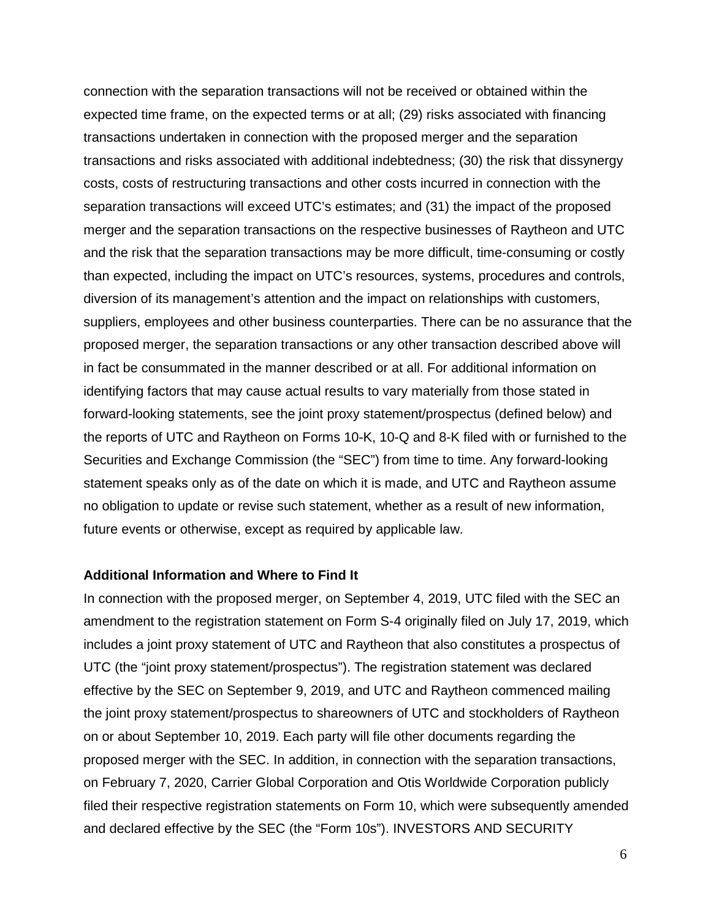connection with the separation transactions will not be received or obtained within the expected time frame, on the expected terms or at all; (29) risks associated with financing transactions undertaken in connection with the proposed merger and the separation transactions and risks associated with additional indebtedness; (30) the risk that dissynergy costs, costs of restructuring transactions and other costs incurred in connection with the separation transactions will exceed UTC's estimates; and (31) the impact of the proposed merger and the separation transactions on the respective businesses of Raytheon and UTC and the risk that the separation transactions may be more difficult, time-consuming or costly than expected, including the impact on UTC's resources, systems, procedures and controls, diversion of its management's attention and the impact on relationships with customers, suppliers, employees and other business counterparties. There can be no assurance that the proposed merger, the separation transactions or any other transaction described above will in fact be consummated in the manner described or at all. For additional information on identifying factors that may cause actual results to vary materially from those stated in forward-looking statements, see the joint proxy statement/prospectus (defined below) and the reports of UTC and Raytheon on Forms 10-K, 10-Q and 8-K filed with or furnished to the Securities and Exchange Commission (the "SEC") from time to time. Any forward-looking statement speaks only as of the date on which it is made, and UTC and Raytheon assume no obligation to update or revise such statement, whether as a result of new information, future events or otherwise, except as required by applicable law.

**Additional Information and Where to Find It**

In connection with the proposed merger, on September 4, 2019, UTC filed with the SEC an amendment to the registration statement on Form S-4 originally filed on July 17, 2019, which includes a joint proxy statement of UTC and Raytheon that also constitutes a prospectus of UTC (the "joint proxy statement/prospectus"). The registration statement was declared effective by the SEC on September 9, 2019, and UTC and Raytheon commenced mailing the joint proxy statement/prospectus to shareowners of UTC and stockholders of Raytheon on or about September 10, 2019. Each party will file other documents regarding the proposed merger with the SEC. In addition, in connection with the separation transactions, on February 7, 2020, Carrier Global Corporation and Otis Worldwide Corporation publicly filed their respective registration statements on Form 10, which were subsequently amended and declared effective by the SEC (the "Form 10s"). INVESTORS AND SECURITY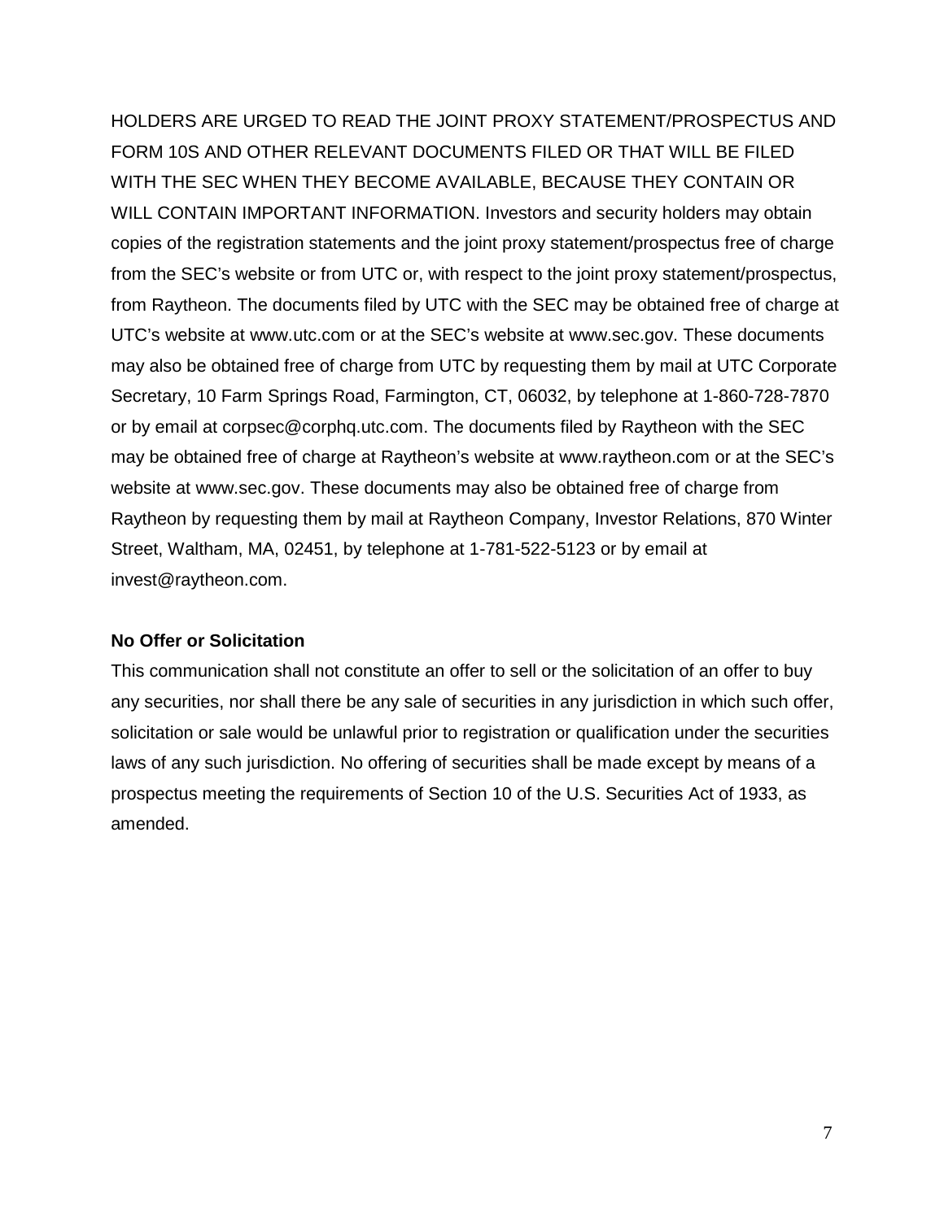HOLDERS ARE URGED TO READ THE JOINT PROXY STATEMENT/PROSPECTUS AND FORM 10S AND OTHER RELEVANT DOCUMENTS FILED OR THAT WILL BE FILED WITH THE SEC WHEN THEY BECOME AVAILABLE, BECAUSE THEY CONTAIN OR WILL CONTAIN IMPORTANT INFORMATION. Investors and security holders may obtain copies of the registration statements and the joint proxy statement/prospectus free of charge from the SEC's website or from UTC or, with respect to the joint proxy statement/prospectus, from Raytheon. The documents filed by UTC with the SEC may be obtained free of charge at UTC's website at www.utc.com or at the SEC's website at www.sec.gov. These documents may also be obtained free of charge from UTC by requesting them by mail at UTC Corporate Secretary, 10 Farm Springs Road, Farmington, CT, 06032, by telephone at 1-860-728-7870 or by email at corpsec@corphq.utc.com. The documents filed by Raytheon with the SEC may be obtained free of charge at Raytheon's website at www.raytheon.com or at the SEC's website at www.sec.gov. These documents may also be obtained free of charge from Raytheon by requesting them by mail at Raytheon Company, Investor Relations, 870 Winter Street, Waltham, MA, 02451, by telephone at 1-781-522-5123 or by email at invest@raytheon.com.

**No Offer or Solicitation**

This communication shall not constitute an offer to sell or the solicitation of an offer to buy any securities, nor shall there be any sale of securities in any jurisdiction in which such offer, solicitation or sale would be unlawful prior to registration or qualification under the securities laws of any such jurisdiction. No offering of securities shall be made except by means of a prospectus meeting the requirements of Section 10 of the U.S. Securities Act of 1933, as amended.